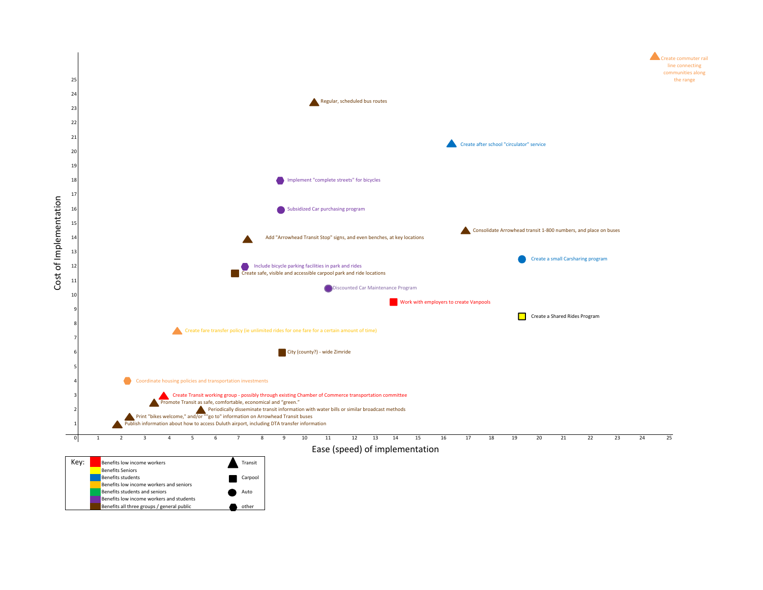Cost of Implementation

Ease (speed) of implementation

| Item | Ease (speed) of implementation | Cost of Implementation |
|---|---|---|
| Create commuter rail line connecting communities along the range | 24.5 | 26 |
| Regular, scheduled bus routes | 10.5 | 23.3 |
| Create after school "circulator" service | 16.3 | 20.5 |
| Implement "complete streets" for bicycles | 8.8 | 18 |
| Subsidized Car purchasing program | 8.9 | 16 |
| Consolidate Arrowhead transit 1-800 numbers, and place on buses | 16.9 | 14.5 |
| Add "Arrowhead Transit Stop" signs, and even benches, at key locations | 7.4 | 13.9 |
| Create a small Carsharing program | 19.3 | 12.5 |
| Include bicycle parking facilities in park and rides | 7.3 | 12 |
| Create safe, visible and accessible carpool park and ride locations | 6.8 | 11.5 |
| Discounted Car Maintenance Program | 11 | 10.5 |
| Work with employers to create Vanpools | 13.9 | 9.5 |
| Create a Shared Rides Program | 19.3 | 8.5 |
| Create fare transfer policy (ie unlimited rides for one fare for a certain amount of time) | 4.3 | 7.5 |
| City (county?) - wide Zimride | 8.9 | 6 |
| Coordinate housing policies and transportation investments | 2.3 | 4 |
| Create Transit working group - possibly through existing Chamber of Commerce transportation committee | 3.8 | 2.9 |
| Promote Transit as safe, comfortable, economical and "green." | 3.4 | 2.4 |
| Periodically disseminate transit information with water bills or similar broadcast methods | 5.4 | 1.9 |
| Print "bikes welcome," and/or ""go to" information on Arrowhead Transit buses | 2.4 | 1.4 |
| Publish information about how to access Duluth airport, including DTA transfer information | 1.8 | 0.9 |

Key:

- Red: Benefits low income workers
- Yellow: Benefits Seniors
- Blue: Benefits students
- Orange: Benefits low income workers and seniors
- Green: Benefits students and seniors
- Purple: Benefits low income workers and students
- Brown: Benefits all three groups / general public
- Triangle: Transit
- Square: Carpool
- Circle: Auto
- Hexagon: other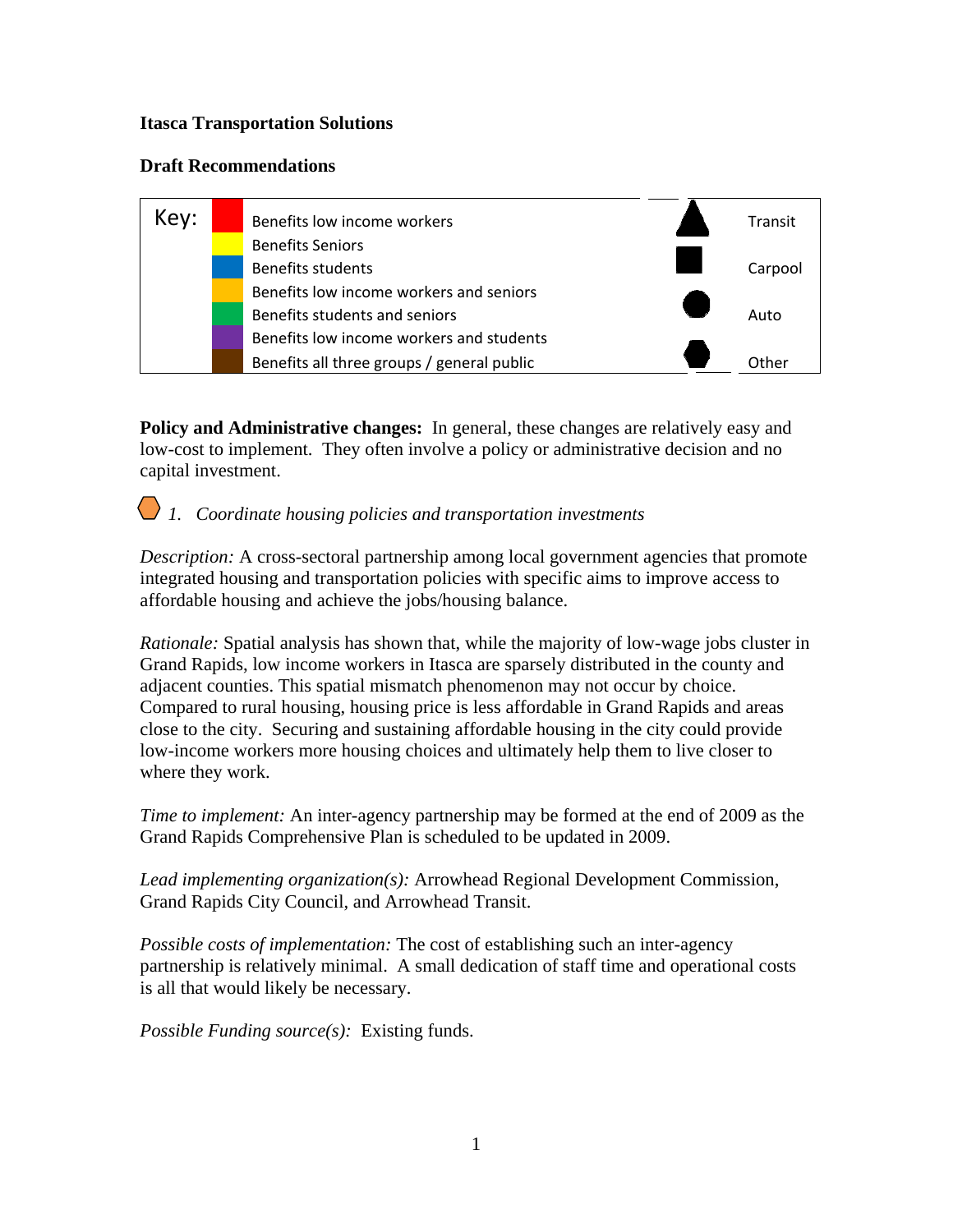**Itasca Transportation Solutions**

**Draft Recommendations**

| Key: | Color | Description | Symbol | Mode |
|---|---|---|---|---|
| | Red | Benefits low income workers | ▲ | Transit |
| | Yellow | Benefits Seniors | | |
| | Blue | Benefits students | ■ | Carpool |
| | Orange | Benefits low income workers and seniors | | |
| | Green | Benefits students and seniors | ● | Auto |
| | Purple | Benefits low income workers and students | | |
| | Brown | Benefits all three groups / general public | ⬢ | Other |

**Policy and Administrative changes:** In general, these changes are relatively easy and low-cost to implement. They often involve a policy or administrative decision and no capital investment.

⬢ *1. Coordinate housing policies and transportation investments*

*Description:* A cross-sectoral partnership among local government agencies that promote integrated housing and transportation policies with specific aims to improve access to affordable housing and achieve the jobs/housing balance.

*Rationale:* Spatial analysis has shown that, while the majority of low-wage jobs cluster in Grand Rapids, low income workers in Itasca are sparsely distributed in the county and adjacent counties. This spatial mismatch phenomenon may not occur by choice. Compared to rural housing, housing price is less affordable in Grand Rapids and areas close to the city. Securing and sustaining affordable housing in the city could provide low-income workers more housing choices and ultimately help them to live closer to where they work.

*Time to implement:* An inter-agency partnership may be formed at the end of 2009 as the Grand Rapids Comprehensive Plan is scheduled to be updated in 2009.

*Lead implementing organization(s):* Arrowhead Regional Development Commission, Grand Rapids City Council, and Arrowhead Transit.

*Possible costs of implementation:* The cost of establishing such an inter-agency partnership is relatively minimal. A small dedication of staff time and operational costs is all that would likely be necessary.

*Possible Funding source(s):* Existing funds.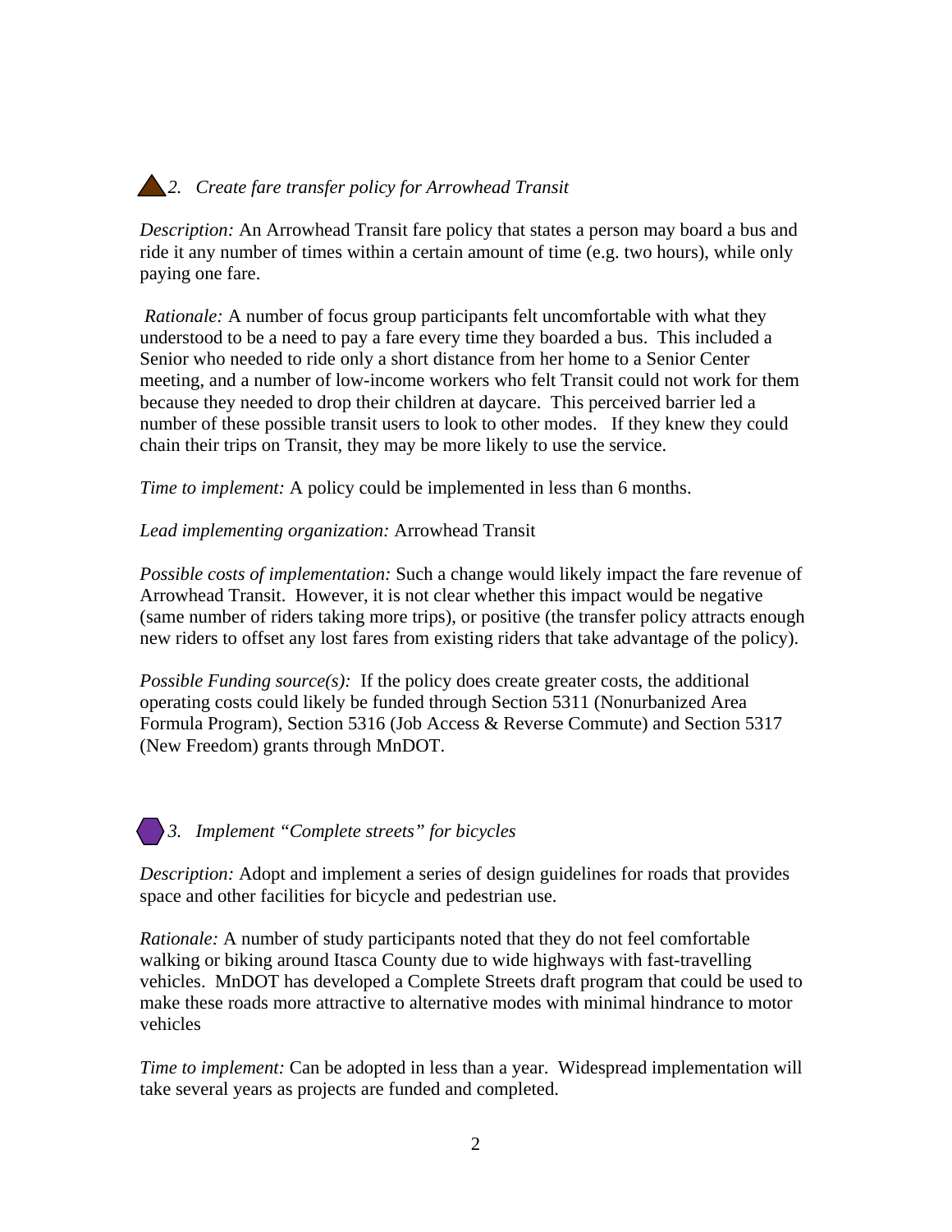### *2. Create fare transfer policy for Arrowhead Transit*

*Description:* An Arrowhead Transit fare policy that states a person may board a bus and ride it any number of times within a certain amount of time (e.g. two hours), while only paying one fare.

*Rationale:* A number of focus group participants felt uncomfortable with what they understood to be a need to pay a fare every time they boarded a bus. This included a Senior who needed to ride only a short distance from her home to a Senior Center meeting, and a number of low-income workers who felt Transit could not work for them because they needed to drop their children at daycare. This perceived barrier led a number of these possible transit users to look to other modes. If they knew they could chain their trips on Transit, they may be more likely to use the service.

*Time to implement:* A policy could be implemented in less than 6 months.

*Lead implementing organization:* Arrowhead Transit

*Possible costs of implementation:* Such a change would likely impact the fare revenue of Arrowhead Transit. However, it is not clear whether this impact would be negative (same number of riders taking more trips), or positive (the transfer policy attracts enough new riders to offset any lost fares from existing riders that take advantage of the policy).

*Possible Funding source(s):* If the policy does create greater costs, the additional operating costs could likely be funded through Section 5311 (Nonurbanized Area Formula Program), Section 5316 (Job Access & Reverse Commute) and Section 5317 (New Freedom) grants through MnDOT.

### *3. Implement "Complete streets" for bicycles*

*Description:* Adopt and implement a series of design guidelines for roads that provides space and other facilities for bicycle and pedestrian use.

*Rationale:* A number of study participants noted that they do not feel comfortable walking or biking around Itasca County due to wide highways with fast-travelling vehicles. MnDOT has developed a Complete Streets draft program that could be used to make these roads more attractive to alternative modes with minimal hindrance to motor vehicles

*Time to implement:* Can be adopted in less than a year. Widespread implementation will take several years as projects are funded and completed.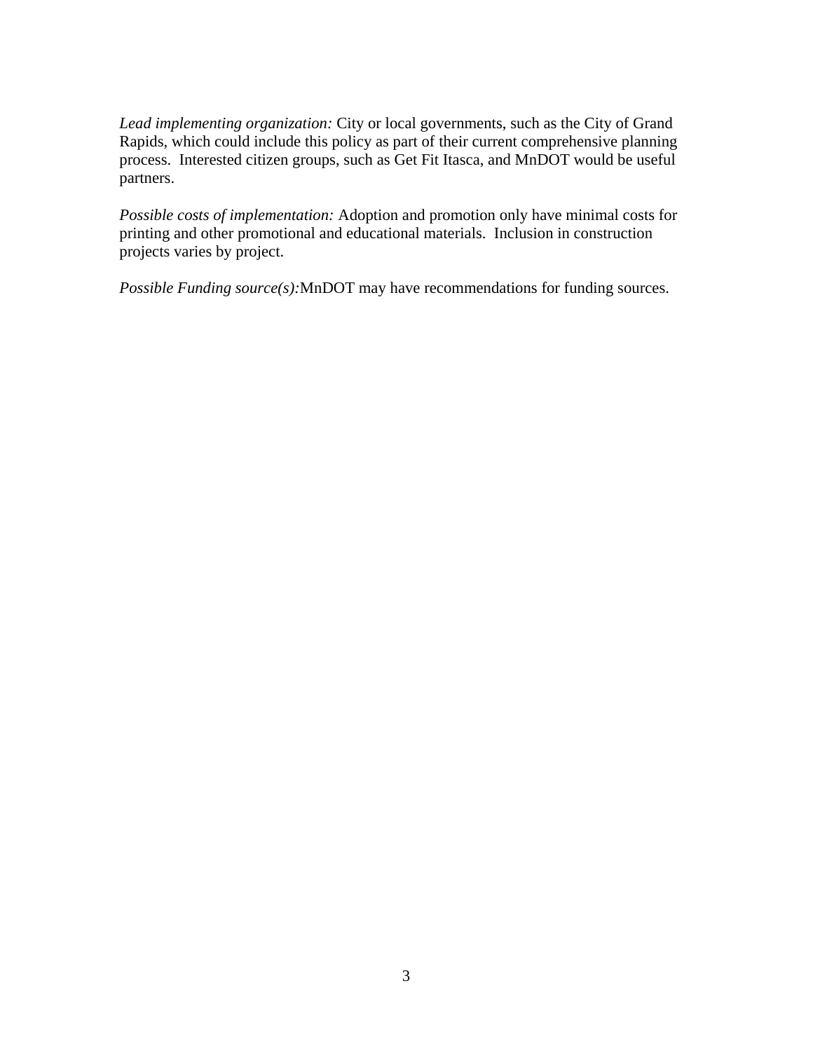*Lead implementing organization:* City or local governments, such as the City of Grand Rapids, which could include this policy as part of their current comprehensive planning process. Interested citizen groups, such as Get Fit Itasca, and MnDOT would be useful partners.

*Possible costs of implementation:* Adoption and promotion only have minimal costs for printing and other promotional and educational materials. Inclusion in construction projects varies by project.

*Possible Funding source(s):*MnDOT may have recommendations for funding sources.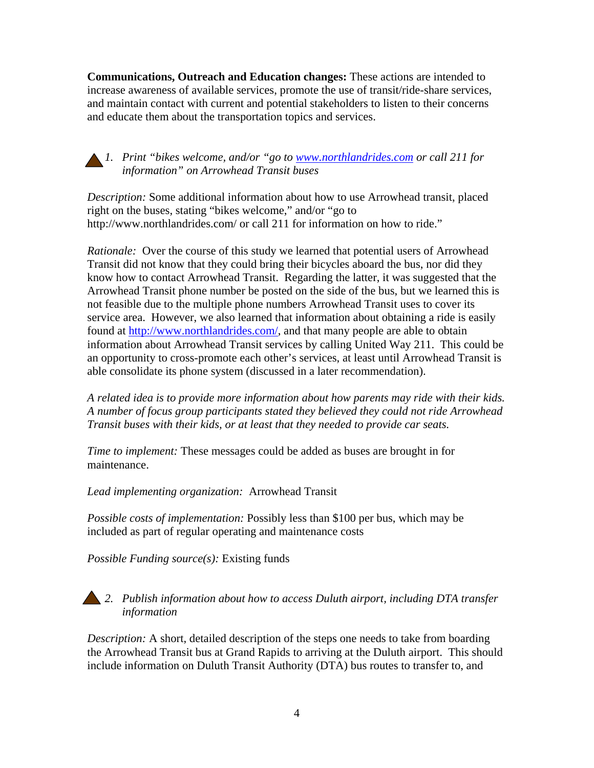**Communications, Outreach and Education changes:** These actions are intended to increase awareness of available services, promote the use of transit/ride-share services, and maintain contact with current and potential stakeholders to listen to their concerns and educate them about the transportation topics and services.

1. *Print "bikes welcome, and/or "go to [www.northlandrides.com](http://www.northlandrides.com) or call 211 for information" on Arrowhead Transit buses*

*Description:* Some additional information about how to use Arrowhead transit, placed right on the buses, stating "bikes welcome," and/or "go to http://www.northlandrides.com/ or call 211 for information on how to ride."

*Rationale:* Over the course of this study we learned that potential users of Arrowhead Transit did not know that they could bring their bicycles aboard the bus, nor did they know how to contact Arrowhead Transit. Regarding the latter, it was suggested that the Arrowhead Transit phone number be posted on the side of the bus, but we learned this is not feasible due to the multiple phone numbers Arrowhead Transit uses to cover its service area. However, we also learned that information about obtaining a ride is easily found at [http://www.northlandrides.com/](http://www.northlandrides.com/), and that many people are able to obtain information about Arrowhead Transit services by calling United Way 211. This could be an opportunity to cross-promote each other's services, at least until Arrowhead Transit is able consolidate its phone system (discussed in a later recommendation).

*A related idea is to provide more information about how parents may ride with their kids. A number of focus group participants stated they believed they could not ride Arrowhead Transit buses with their kids, or at least that they needed to provide car seats.*

*Time to implement:* These messages could be added as buses are brought in for maintenance.

*Lead implementing organization:* Arrowhead Transit

*Possible costs of implementation:* Possibly less than $100 per bus, which may be included as part of regular operating and maintenance costs

*Possible Funding source(s):* Existing funds

2. *Publish information about how to access Duluth airport, including DTA transfer information*

*Description:* A short, detailed description of the steps one needs to take from boarding the Arrowhead Transit bus at Grand Rapids to arriving at the Duluth airport. This should include information on Duluth Transit Authority (DTA) bus routes to transfer to, and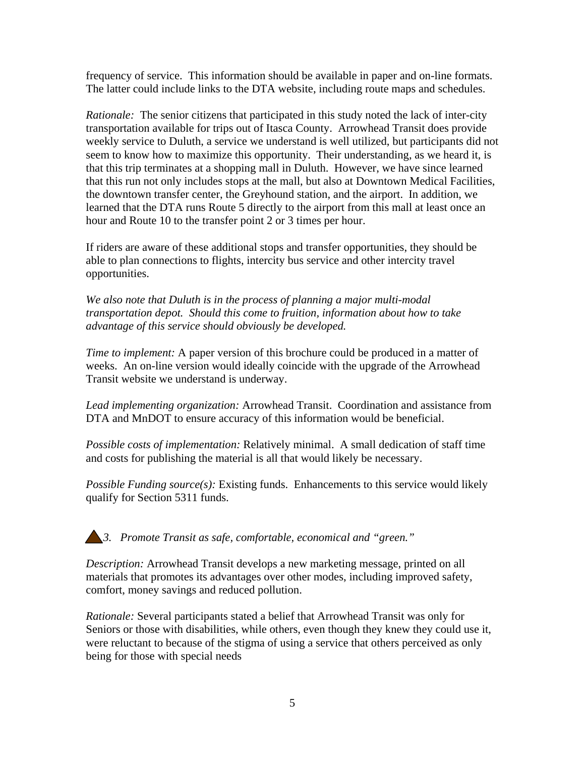frequency of service. This information should be available in paper and on-line formats. The latter could include links to the DTA website, including route maps and schedules.

*Rationale:* The senior citizens that participated in this study noted the lack of inter-city transportation available for trips out of Itasca County. Arrowhead Transit does provide weekly service to Duluth, a service we understand is well utilized, but participants did not seem to know how to maximize this opportunity. Their understanding, as we heard it, is that this trip terminates at a shopping mall in Duluth. However, we have since learned that this run not only includes stops at the mall, but also at Downtown Medical Facilities, the downtown transfer center, the Greyhound station, and the airport. In addition, we learned that the DTA runs Route 5 directly to the airport from this mall at least once an hour and Route 10 to the transfer point 2 or 3 times per hour.

If riders are aware of these additional stops and transfer opportunities, they should be able to plan connections to flights, intercity bus service and other intercity travel opportunities.

*We also note that Duluth is in the process of planning a major multi-modal transportation depot. Should this come to fruition, information about how to take advantage of this service should obviously be developed.*

*Time to implement:* A paper version of this brochure could be produced in a matter of weeks. An on-line version would ideally coincide with the upgrade of the Arrowhead Transit website we understand is underway.

*Lead implementing organization:* Arrowhead Transit. Coordination and assistance from DTA and MnDOT to ensure accuracy of this information would be beneficial.

*Possible costs of implementation:* Relatively minimal. A small dedication of staff time and costs for publishing the material is all that would likely be necessary.

*Possible Funding source(s):* Existing funds. Enhancements to this service would likely qualify for Section 5311 funds.

*3. Promote Transit as safe, comfortable, economical and "green."*

*Description:* Arrowhead Transit develops a new marketing message, printed on all materials that promotes its advantages over other modes, including improved safety, comfort, money savings and reduced pollution.

*Rationale:* Several participants stated a belief that Arrowhead Transit was only for Seniors or those with disabilities, while others, even though they knew they could use it, were reluctant to because of the stigma of using a service that others perceived as only being for those with special needs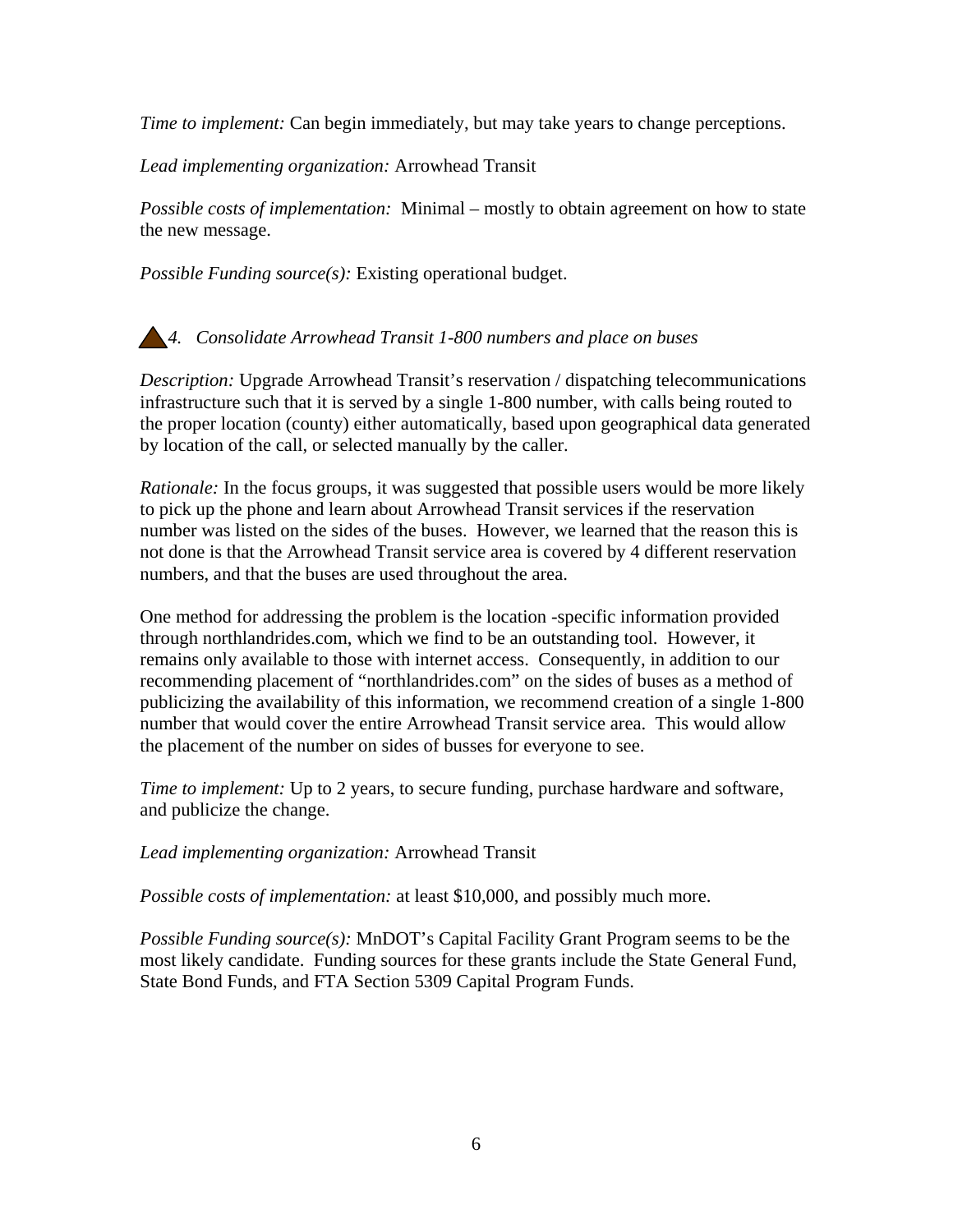*Time to implement:* Can begin immediately, but may take years to change perceptions.

*Lead implementing organization:* Arrowhead Transit

*Possible costs of implementation:* Minimal – mostly to obtain agreement on how to state the new message.

*Possible Funding source(s):* Existing operational budget.

*4. Consolidate Arrowhead Transit 1-800 numbers and place on buses*

*Description:* Upgrade Arrowhead Transit's reservation / dispatching telecommunications infrastructure such that it is served by a single 1-800 number, with calls being routed to the proper location (county) either automatically, based upon geographical data generated by location of the call, or selected manually by the caller.

*Rationale:* In the focus groups, it was suggested that possible users would be more likely to pick up the phone and learn about Arrowhead Transit services if the reservation number was listed on the sides of the buses. However, we learned that the reason this is not done is that the Arrowhead Transit service area is covered by 4 different reservation numbers, and that the buses are used throughout the area.

One method for addressing the problem is the location -specific information provided through northlandrides.com, which we find to be an outstanding tool. However, it remains only available to those with internet access. Consequently, in addition to our recommending placement of "northlandrides.com" on the sides of buses as a method of publicizing the availability of this information, we recommend creation of a single 1-800 number that would cover the entire Arrowhead Transit service area. This would allow the placement of the number on sides of busses for everyone to see.

*Time to implement:* Up to 2 years, to secure funding, purchase hardware and software, and publicize the change.

*Lead implementing organization:* Arrowhead Transit

*Possible costs of implementation:* at least $10,000, and possibly much more.

*Possible Funding source(s):* MnDOT's Capital Facility Grant Program seems to be the most likely candidate. Funding sources for these grants include the State General Fund, State Bond Funds, and FTA Section 5309 Capital Program Funds.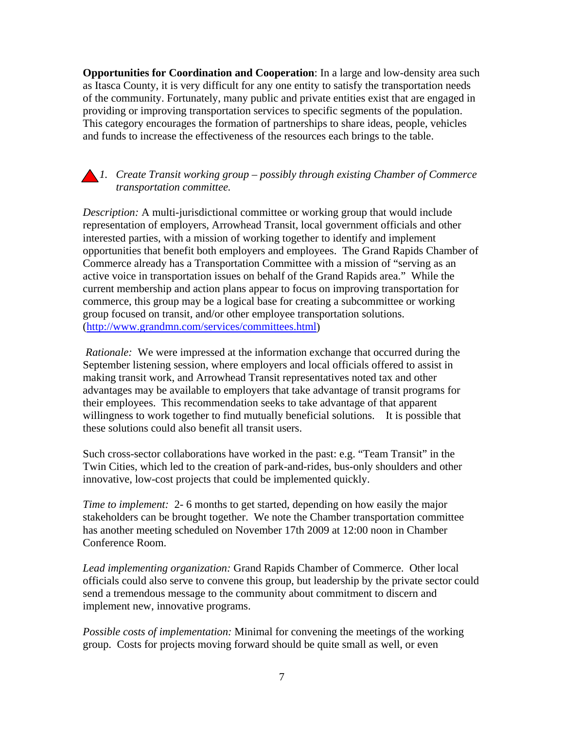**Opportunities for Coordination and Cooperation**: In a large and low-density area such as Itasca County, it is very difficult for any one entity to satisfy the transportation needs of the community. Fortunately, many public and private entities exist that are engaged in providing or improving transportation services to specific segments of the population. This category encourages the formation of partnerships to share ideas, people, vehicles and funds to increase the effectiveness of the resources each brings to the table.

1. *Create Transit working group – possibly through existing Chamber of Commerce transportation committee.*

*Description:* A multi-jurisdictional committee or working group that would include representation of employers, Arrowhead Transit, local government officials and other interested parties, with a mission of working together to identify and implement opportunities that benefit both employers and employees. The Grand Rapids Chamber of Commerce already has a Transportation Committee with a mission of "serving as an active voice in transportation issues on behalf of the Grand Rapids area." While the current membership and action plans appear to focus on improving transportation for commerce, this group may be a logical base for creating a subcommittee or working group focused on transit, and/or other employee transportation solutions. (http://www.grandmn.com/services/committees.html)

*Rationale:* We were impressed at the information exchange that occurred during the September listening session, where employers and local officials offered to assist in making transit work, and Arrowhead Transit representatives noted tax and other advantages may be available to employers that take advantage of transit programs for their employees. This recommendation seeks to take advantage of that apparent willingness to work together to find mutually beneficial solutions. It is possible that these solutions could also benefit all transit users.

Such cross-sector collaborations have worked in the past: e.g. "Team Transit" in the Twin Cities, which led to the creation of park-and-rides, bus-only shoulders and other innovative, low-cost projects that could be implemented quickly.

*Time to implement:* 2- 6 months to get started, depending on how easily the major stakeholders can be brought together. We note the Chamber transportation committee has another meeting scheduled on November 17th 2009 at 12:00 noon in Chamber Conference Room.

*Lead implementing organization:* Grand Rapids Chamber of Commerce. Other local officials could also serve to convene this group, but leadership by the private sector could send a tremendous message to the community about commitment to discern and implement new, innovative programs.

*Possible costs of implementation:* Minimal for convening the meetings of the working group. Costs for projects moving forward should be quite small as well, or even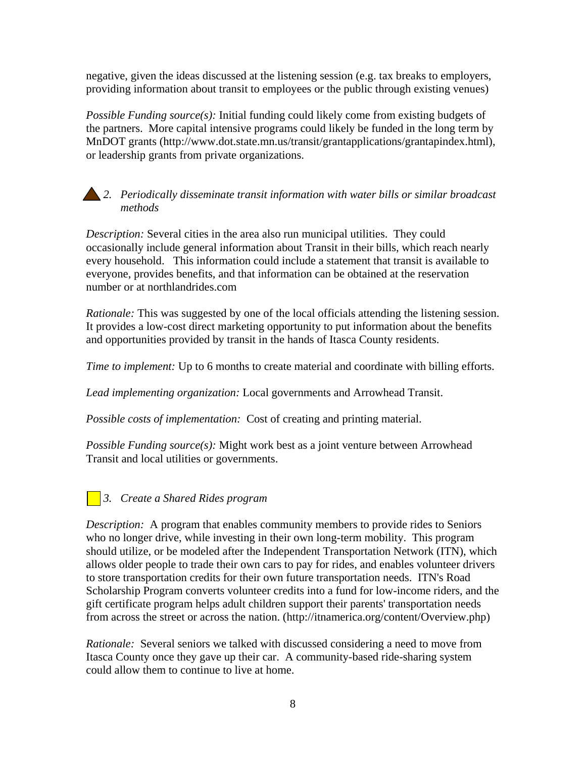negative, given the ideas discussed at the listening session (e.g. tax breaks to employers, providing information about transit to employees or the public through existing venues)

*Possible Funding source(s):* Initial funding could likely come from existing budgets of the partners. More capital intensive programs could likely be funded in the long term by MnDOT grants (http://www.dot.state.mn.us/transit/grantapplications/grantapindex.html), or leadership grants from private organizations.

2. *Periodically disseminate transit information with water bills or similar broadcast methods*

*Description:* Several cities in the area also run municipal utilities. They could occasionally include general information about Transit in their bills, which reach nearly every household. This information could include a statement that transit is available to everyone, provides benefits, and that information can be obtained at the reservation number or at northlandrides.com

*Rationale:* This was suggested by one of the local officials attending the listening session. It provides a low-cost direct marketing opportunity to put information about the benefits and opportunities provided by transit in the hands of Itasca County residents.

*Time to implement:* Up to 6 months to create material and coordinate with billing efforts.

*Lead implementing organization:* Local governments and Arrowhead Transit.

*Possible costs of implementation:* Cost of creating and printing material.

*Possible Funding source(s):* Might work best as a joint venture between Arrowhead Transit and local utilities or governments.

3. *Create a Shared Rides program*

*Description:* A program that enables community members to provide rides to Seniors who no longer drive, while investing in their own long-term mobility. This program should utilize, or be modeled after the Independent Transportation Network (ITN), which allows older people to trade their own cars to pay for rides, and enables volunteer drivers to store transportation credits for their own future transportation needs. ITN's Road Scholarship Program converts volunteer credits into a fund for low-income riders, and the gift certificate program helps adult children support their parents' transportation needs from across the street or across the nation. (http://itnamerica.org/content/Overview.php)

*Rationale:* Several seniors we talked with discussed considering a need to move from Itasca County once they gave up their car. A community-based ride-sharing system could allow them to continue to live at home.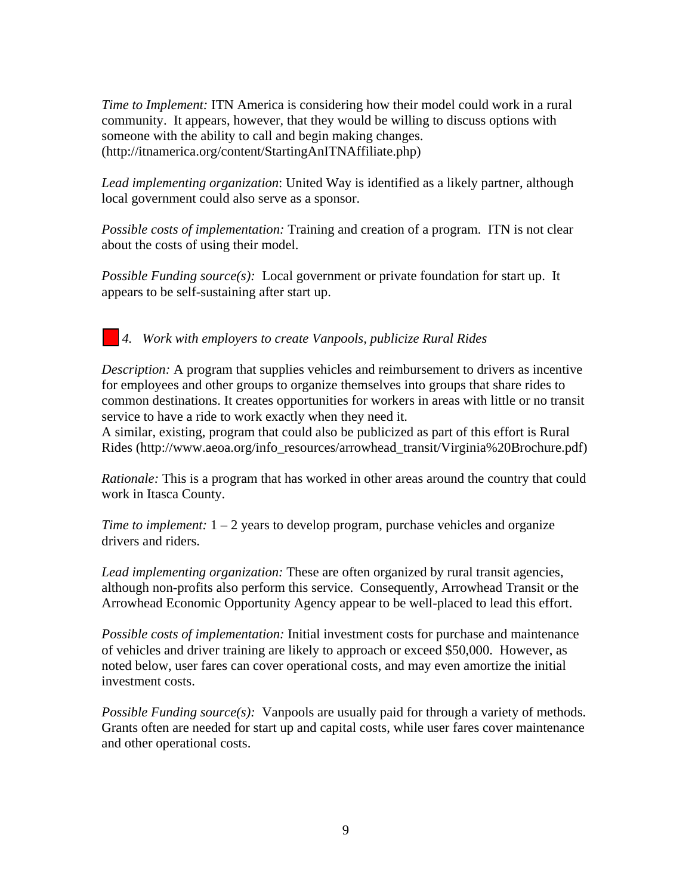*Time to Implement:* ITN America is considering how their model could work in a rural community. It appears, however, that they would be willing to discuss options with someone with the ability to call and begin making changes. (http://itnamerica.org/content/StartingAnITNAffiliate.php)

*Lead implementing organization*: United Way is identified as a likely partner, although local government could also serve as a sponsor.

*Possible costs of implementation:* Training and creation of a program. ITN is not clear about the costs of using their model.

*Possible Funding source(s):* Local government or private foundation for start up. It appears to be self-sustaining after start up.

### *4. Work with employers to create Vanpools, publicize Rural Rides*

*Description:* A program that supplies vehicles and reimbursement to drivers as incentive for employees and other groups to organize themselves into groups that share rides to common destinations. It creates opportunities for workers in areas with little or no transit service to have a ride to work exactly when they need it.
A similar, existing, program that could also be publicized as part of this effort is Rural Rides (http://www.aeoa.org/info_resources/arrowhead_transit/Virginia%20Brochure.pdf)

*Rationale:* This is a program that has worked in other areas around the country that could work in Itasca County.

*Time to implement:* 1 – 2 years to develop program, purchase vehicles and organize drivers and riders.

*Lead implementing organization:* These are often organized by rural transit agencies, although non-profits also perform this service. Consequently, Arrowhead Transit or the Arrowhead Economic Opportunity Agency appear to be well-placed to lead this effort.

*Possible costs of implementation:* Initial investment costs for purchase and maintenance of vehicles and driver training are likely to approach or exceed $50,000. However, as noted below, user fares can cover operational costs, and may even amortize the initial investment costs.

*Possible Funding source(s):* Vanpools are usually paid for through a variety of methods. Grants often are needed for start up and capital costs, while user fares cover maintenance and other operational costs.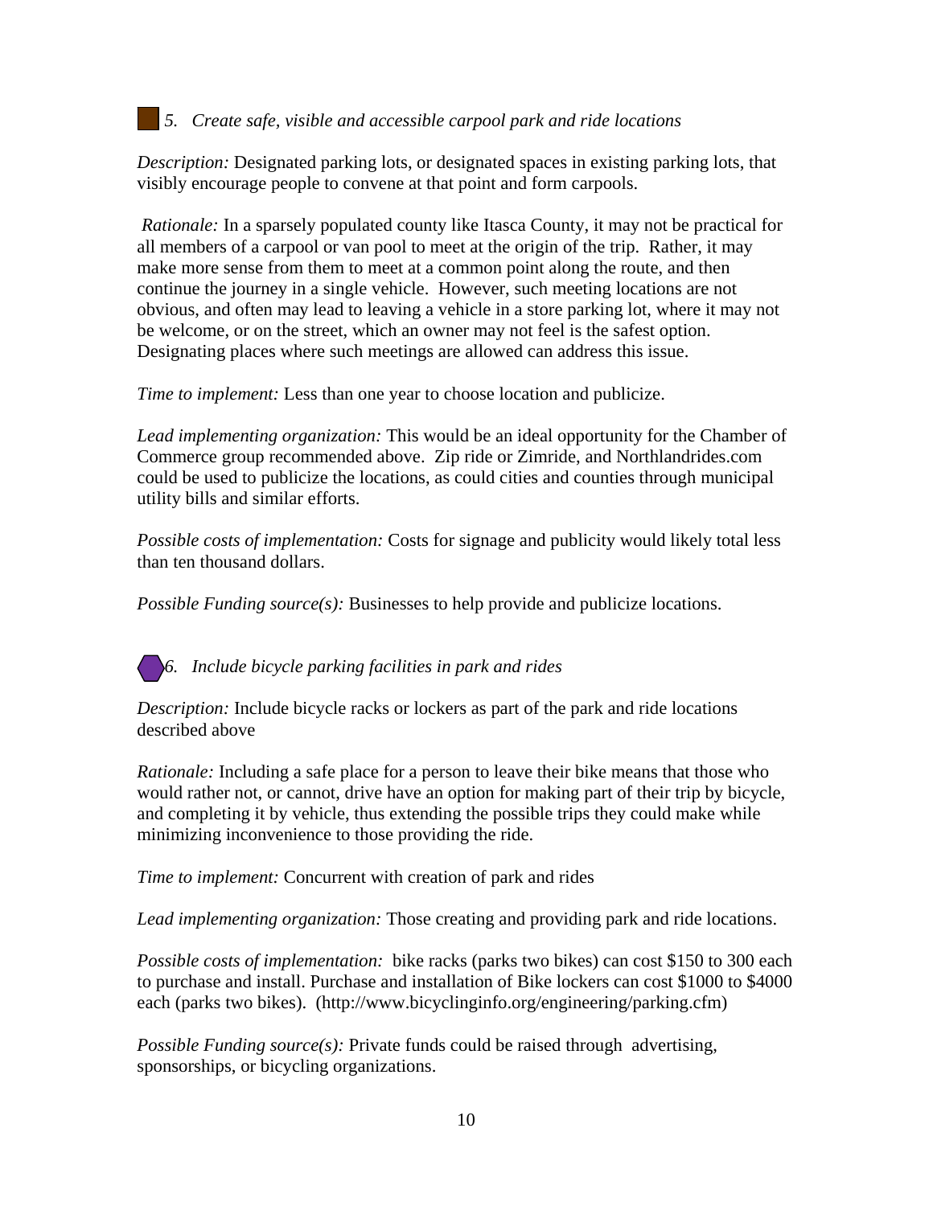*5. Create safe, visible and accessible carpool park and ride locations*

*Description:* Designated parking lots, or designated spaces in existing parking lots, that visibly encourage people to convene at that point and form carpools.

*Rationale:* In a sparsely populated county like Itasca County, it may not be practical for all members of a carpool or van pool to meet at the origin of the trip. Rather, it may make more sense from them to meet at a common point along the route, and then continue the journey in a single vehicle. However, such meeting locations are not obvious, and often may lead to leaving a vehicle in a store parking lot, where it may not be welcome, or on the street, which an owner may not feel is the safest option. Designating places where such meetings are allowed can address this issue.

*Time to implement:* Less than one year to choose location and publicize.

*Lead implementing organization:* This would be an ideal opportunity for the Chamber of Commerce group recommended above. Zip ride or Zimride, and Northlandrides.com could be used to publicize the locations, as could cities and counties through municipal utility bills and similar efforts.

*Possible costs of implementation:* Costs for signage and publicity would likely total less than ten thousand dollars.

*Possible Funding source(s):* Businesses to help provide and publicize locations.

*6. Include bicycle parking facilities in park and rides*

*Description:* Include bicycle racks or lockers as part of the park and ride locations described above

*Rationale:* Including a safe place for a person to leave their bike means that those who would rather not, or cannot, drive have an option for making part of their trip by bicycle, and completing it by vehicle, thus extending the possible trips they could make while minimizing inconvenience to those providing the ride.

*Time to implement:* Concurrent with creation of park and rides

*Lead implementing organization:* Those creating and providing park and ride locations.

*Possible costs of implementation:* bike racks (parks two bikes) can cost $150 to 300 each to purchase and install. Purchase and installation of Bike lockers can cost $1000 to $4000 each (parks two bikes). (http://www.bicyclinginfo.org/engineering/parking.cfm)

*Possible Funding source(s):* Private funds could be raised through advertising, sponsorships, or bicycling organizations.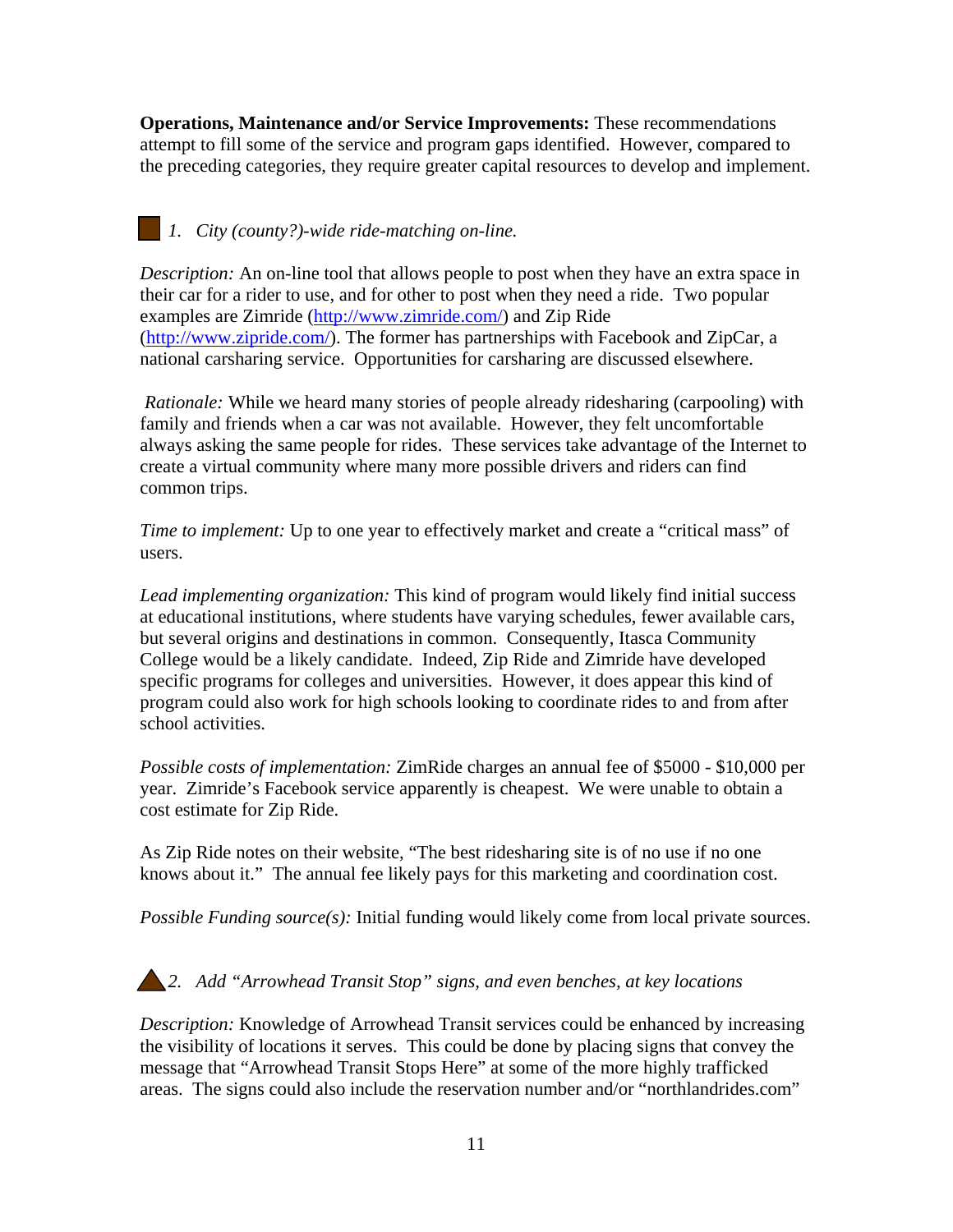**Operations, Maintenance and/or Service Improvements:** These recommendations attempt to fill some of the service and program gaps identified. However, compared to the preceding categories, they require greater capital resources to develop and implement.

■ *1. City (county?)-wide ride-matching on-line.*

*Description:* An on-line tool that allows people to post when they have an extra space in their car for a rider to use, and for other to post when they need a ride. Two popular examples are Zimride (http://www.zimride.com/) and Zip Ride (http://www.zipride.com/). The former has partnerships with Facebook and ZipCar, a national carsharing service. Opportunities for carsharing are discussed elsewhere.

*Rationale:* While we heard many stories of people already ridesharing (carpooling) with family and friends when a car was not available. However, they felt uncomfortable always asking the same people for rides. These services take advantage of the Internet to create a virtual community where many more possible drivers and riders can find common trips.

*Time to implement:* Up to one year to effectively market and create a "critical mass" of users.

*Lead implementing organization:* This kind of program would likely find initial success at educational institutions, where students have varying schedules, fewer available cars, but several origins and destinations in common. Consequently, Itasca Community College would be a likely candidate. Indeed, Zip Ride and Zimride have developed specific programs for colleges and universities. However, it does appear this kind of program could also work for high schools looking to coordinate rides to and from after school activities.

*Possible costs of implementation:* ZimRide charges an annual fee of $5000 - $10,000 per year. Zimride's Facebook service apparently is cheapest. We were unable to obtain a cost estimate for Zip Ride.

As Zip Ride notes on their website, "The best ridesharing site is of no use if no one knows about it." The annual fee likely pays for this marketing and coordination cost.

*Possible Funding source(s):* Initial funding would likely come from local private sources.

▲ *2. Add "Arrowhead Transit Stop" signs, and even benches, at key locations*

*Description:* Knowledge of Arrowhead Transit services could be enhanced by increasing the visibility of locations it serves. This could be done by placing signs that convey the message that "Arrowhead Transit Stops Here" at some of the more highly trafficked areas. The signs could also include the reservation number and/or "northlandrides.com"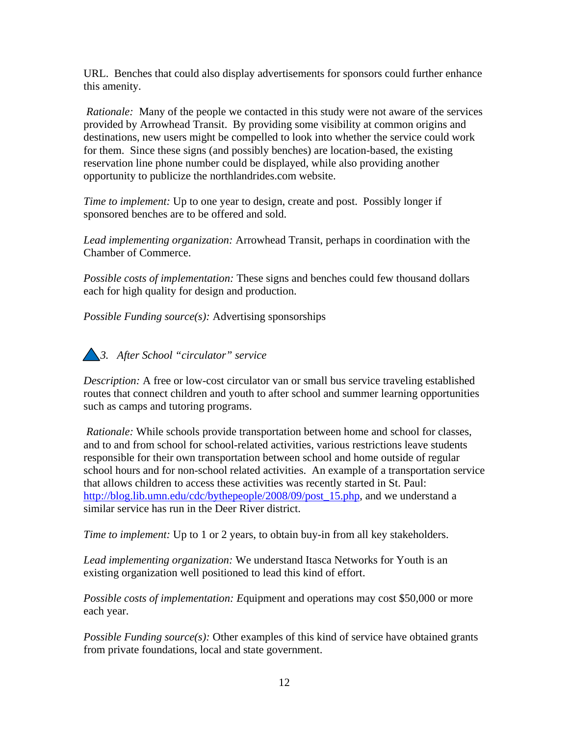URL. Benches that could also display advertisements for sponsors could further enhance this amenity.

*Rationale:* Many of the people we contacted in this study were not aware of the services provided by Arrowhead Transit. By providing some visibility at common origins and destinations, new users might be compelled to look into whether the service could work for them. Since these signs (and possibly benches) are location-based, the existing reservation line phone number could be displayed, while also providing another opportunity to publicize the northlandrides.com website.

*Time to implement:* Up to one year to design, create and post. Possibly longer if sponsored benches are to be offered and sold.

*Lead implementing organization:* Arrowhead Transit, perhaps in coordination with the Chamber of Commerce.

*Possible costs of implementation:* These signs and benches could few thousand dollars each for high quality for design and production.

*Possible Funding source(s):* Advertising sponsorships

▲ *3. After School "circulator" service*

*Description:* A free or low-cost circulator van or small bus service traveling established routes that connect children and youth to after school and summer learning opportunities such as camps and tutoring programs.

*Rationale:* While schools provide transportation between home and school for classes, and to and from school for school-related activities, various restrictions leave students responsible for their own transportation between school and home outside of regular school hours and for non-school related activities. An example of a transportation service that allows children to access these activities was recently started in St. Paul: http://blog.lib.umn.edu/cdc/bythepeople/2008/09/post_15.php, and we understand a similar service has run in the Deer River district.

*Time to implement:* Up to 1 or 2 years, to obtain buy-in from all key stakeholders.

*Lead implementing organization:* We understand Itasca Networks for Youth is an existing organization well positioned to lead this kind of effort.

*Possible costs of implementation: E*quipment and operations may cost $50,000 or more each year.

*Possible Funding source(s):* Other examples of this kind of service have obtained grants from private foundations, local and state government.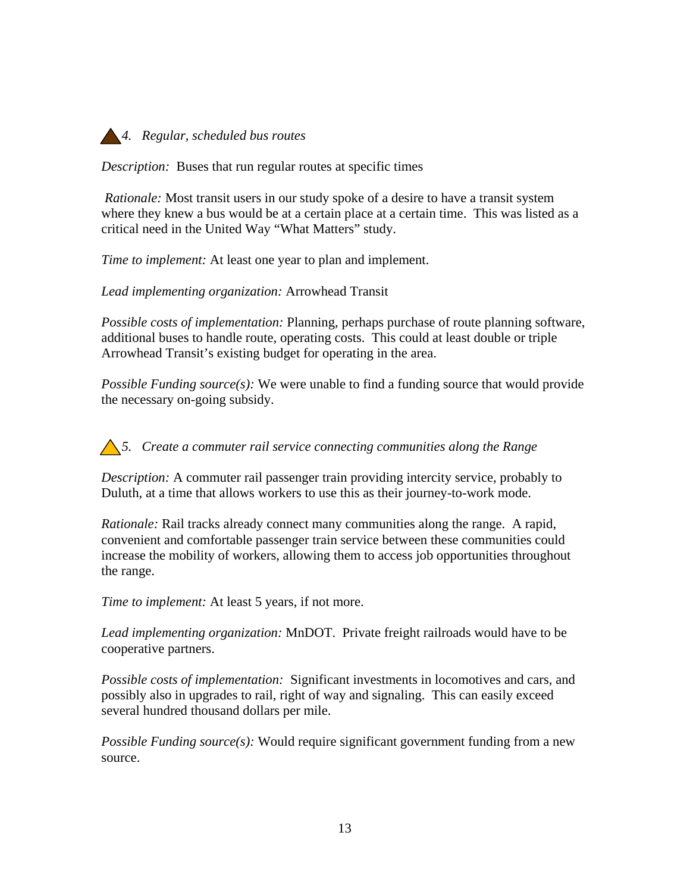### *4. Regular, scheduled bus routes*

*Description:* Buses that run regular routes at specific times

*Rationale:* Most transit users in our study spoke of a desire to have a transit system where they knew a bus would be at a certain place at a certain time. This was listed as a critical need in the United Way "What Matters" study.

*Time to implement:* At least one year to plan and implement.

*Lead implementing organization:* Arrowhead Transit

*Possible costs of implementation:* Planning, perhaps purchase of route planning software, additional buses to handle route, operating costs. This could at least double or triple Arrowhead Transit's existing budget for operating in the area.

*Possible Funding source(s):* We were unable to find a funding source that would provide the necessary on-going subsidy.

### *5. Create a commuter rail service connecting communities along the Range*

*Description:* A commuter rail passenger train providing intercity service, probably to Duluth, at a time that allows workers to use this as their journey-to-work mode.

*Rationale:* Rail tracks already connect many communities along the range. A rapid, convenient and comfortable passenger train service between these communities could increase the mobility of workers, allowing them to access job opportunities throughout the range.

*Time to implement:* At least 5 years, if not more.

*Lead implementing organization:* MnDOT. Private freight railroads would have to be cooperative partners.

*Possible costs of implementation:* Significant investments in locomotives and cars, and possibly also in upgrades to rail, right of way and signaling. This can easily exceed several hundred thousand dollars per mile.

*Possible Funding source(s):* Would require significant government funding from a new source.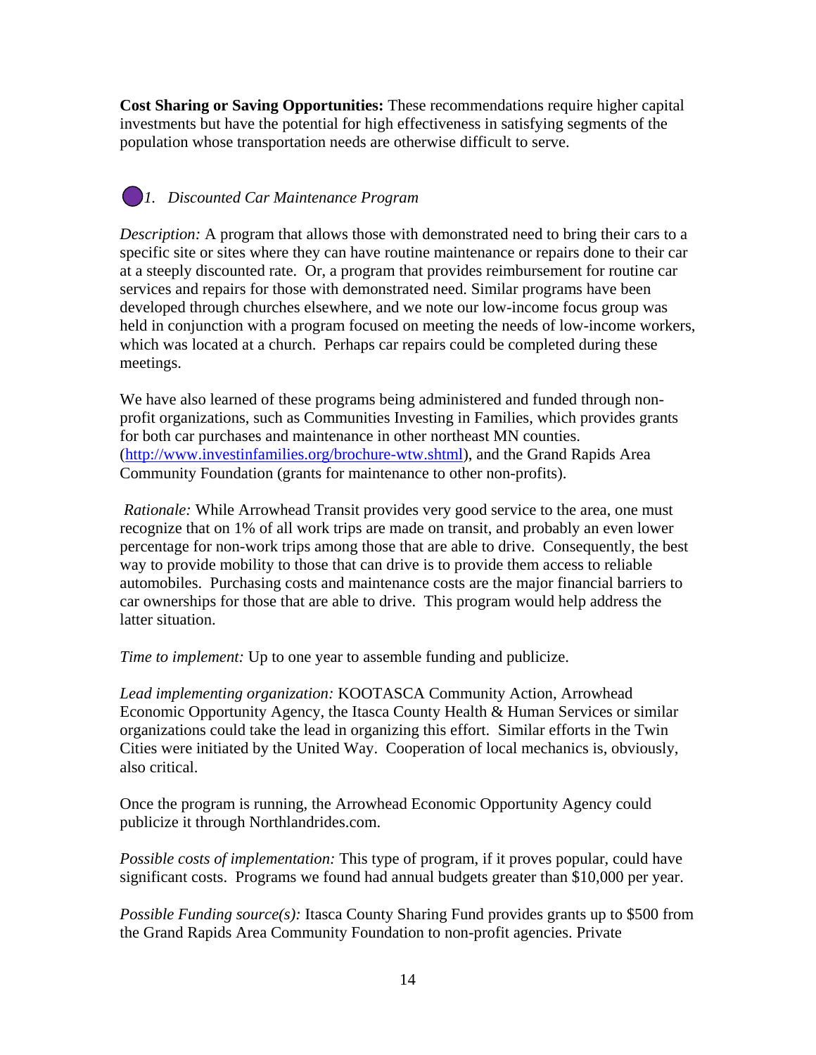**Cost Sharing or Saving Opportunities:** These recommendations require higher capital investments but have the potential for high effectiveness in satisfying segments of the population whose transportation needs are otherwise difficult to serve.

### *1. Discounted Car Maintenance Program*

*Description:* A program that allows those with demonstrated need to bring their cars to a specific site or sites where they can have routine maintenance or repairs done to their car at a steeply discounted rate. Or, a program that provides reimbursement for routine car services and repairs for those with demonstrated need. Similar programs have been developed through churches elsewhere, and we note our low-income focus group was held in conjunction with a program focused on meeting the needs of low-income workers, which was located at a church. Perhaps car repairs could be completed during these meetings.

We have also learned of these programs being administered and funded through non-profit organizations, such as Communities Investing in Families, which provides grants for both car purchases and maintenance in other northeast MN counties. (http://www.investinfamilies.org/brochure-wtw.shtml), and the Grand Rapids Area Community Foundation (grants for maintenance to other non-profits).

*Rationale:* While Arrowhead Transit provides very good service to the area, one must recognize that on 1% of all work trips are made on transit, and probably an even lower percentage for non-work trips among those that are able to drive. Consequently, the best way to provide mobility to those that can drive is to provide them access to reliable automobiles. Purchasing costs and maintenance costs are the major financial barriers to car ownerships for those that are able to drive. This program would help address the latter situation.

*Time to implement:* Up to one year to assemble funding and publicize.

*Lead implementing organization:* KOOTASCA Community Action, Arrowhead Economic Opportunity Agency, the Itasca County Health & Human Services or similar organizations could take the lead in organizing this effort. Similar efforts in the Twin Cities were initiated by the United Way. Cooperation of local mechanics is, obviously, also critical.

Once the program is running, the Arrowhead Economic Opportunity Agency could publicize it through Northlandrides.com.

*Possible costs of implementation:* This type of program, if it proves popular, could have significant costs. Programs we found had annual budgets greater than $10,000 per year.

*Possible Funding source(s):* Itasca County Sharing Fund provides grants up to $500 from the Grand Rapids Area Community Foundation to non-profit agencies. Private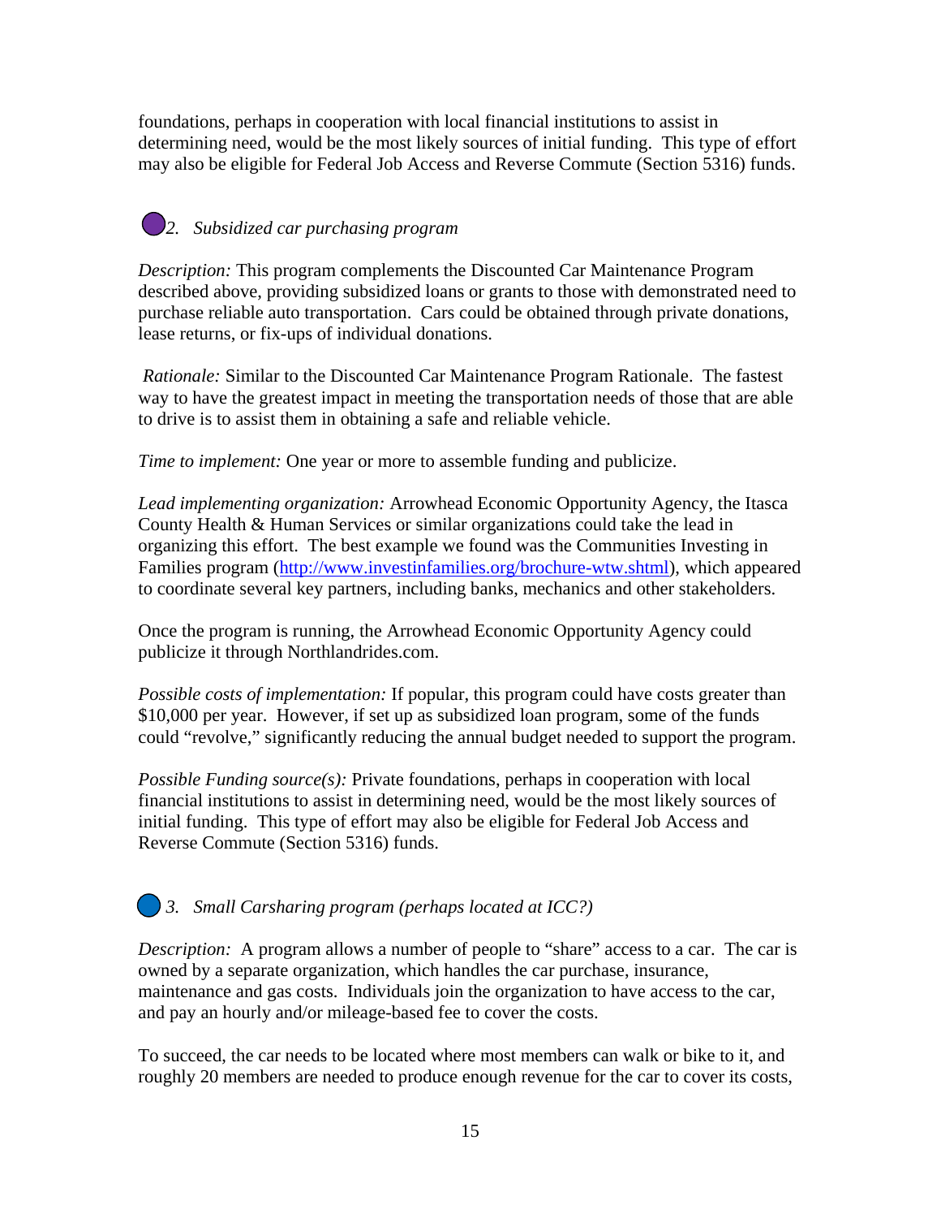foundations, perhaps in cooperation with local financial institutions to assist in determining need, would be the most likely sources of initial funding. This type of effort may also be eligible for Federal Job Access and Reverse Commute (Section 5316) funds.

### *2. Subsidized car purchasing program*

*Description:* This program complements the Discounted Car Maintenance Program described above, providing subsidized loans or grants to those with demonstrated need to purchase reliable auto transportation. Cars could be obtained through private donations, lease returns, or fix-ups of individual donations.

*Rationale:* Similar to the Discounted Car Maintenance Program Rationale. The fastest way to have the greatest impact in meeting the transportation needs of those that are able to drive is to assist them in obtaining a safe and reliable vehicle.

*Time to implement:* One year or more to assemble funding and publicize.

*Lead implementing organization:* Arrowhead Economic Opportunity Agency, the Itasca County Health & Human Services or similar organizations could take the lead in organizing this effort. The best example we found was the Communities Investing in Families program ([http://www.investinfamilies.org/brochure-wtw.shtml](http://www.investinfamilies.org/brochure-wtw.shtml)), which appeared to coordinate several key partners, including banks, mechanics and other stakeholders.

Once the program is running, the Arrowhead Economic Opportunity Agency could publicize it through Northlandrides.com.

*Possible costs of implementation:* If popular, this program could have costs greater than $10,000 per year. However, if set up as subsidized loan program, some of the funds could "revolve," significantly reducing the annual budget needed to support the program.

*Possible Funding source(s):* Private foundations, perhaps in cooperation with local financial institutions to assist in determining need, would be the most likely sources of initial funding. This type of effort may also be eligible for Federal Job Access and Reverse Commute (Section 5316) funds.

### *3. Small Carsharing program (perhaps located at ICC?)*

*Description:* A program allows a number of people to "share" access to a car. The car is owned by a separate organization, which handles the car purchase, insurance, maintenance and gas costs. Individuals join the organization to have access to the car, and pay an hourly and/or mileage-based fee to cover the costs.

To succeed, the car needs to be located where most members can walk or bike to it, and roughly 20 members are needed to produce enough revenue for the car to cover its costs,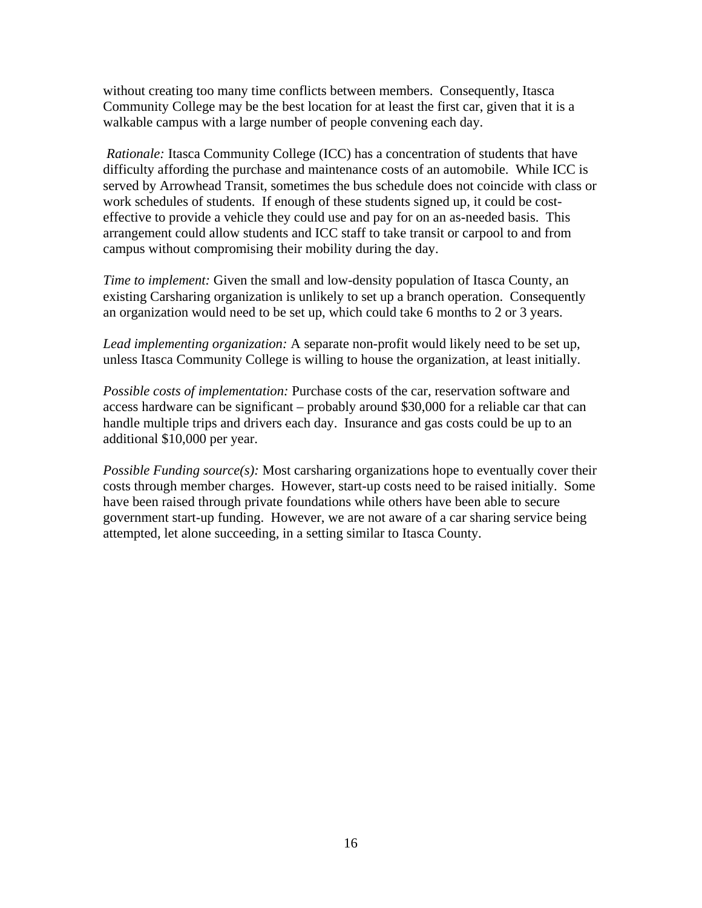without creating too many time conflicts between members. Consequently, Itasca Community College may be the best location for at least the first car, given that it is a walkable campus with a large number of people convening each day.

*Rationale:* Itasca Community College (ICC) has a concentration of students that have difficulty affording the purchase and maintenance costs of an automobile. While ICC is served by Arrowhead Transit, sometimes the bus schedule does not coincide with class or work schedules of students. If enough of these students signed up, it could be cost-effective to provide a vehicle they could use and pay for on an as-needed basis. This arrangement could allow students and ICC staff to take transit or carpool to and from campus without compromising their mobility during the day.

*Time to implement:* Given the small and low-density population of Itasca County, an existing Carsharing organization is unlikely to set up a branch operation. Consequently an organization would need to be set up, which could take 6 months to 2 or 3 years.

*Lead implementing organization:* A separate non-profit would likely need to be set up, unless Itasca Community College is willing to house the organization, at least initially.

*Possible costs of implementation:* Purchase costs of the car, reservation software and access hardware can be significant – probably around $30,000 for a reliable car that can handle multiple trips and drivers each day. Insurance and gas costs could be up to an additional $10,000 per year.

*Possible Funding source(s):* Most carsharing organizations hope to eventually cover their costs through member charges. However, start-up costs need to be raised initially. Some have been raised through private foundations while others have been able to secure government start-up funding. However, we are not aware of a car sharing service being attempted, let alone succeeding, in a setting similar to Itasca County.